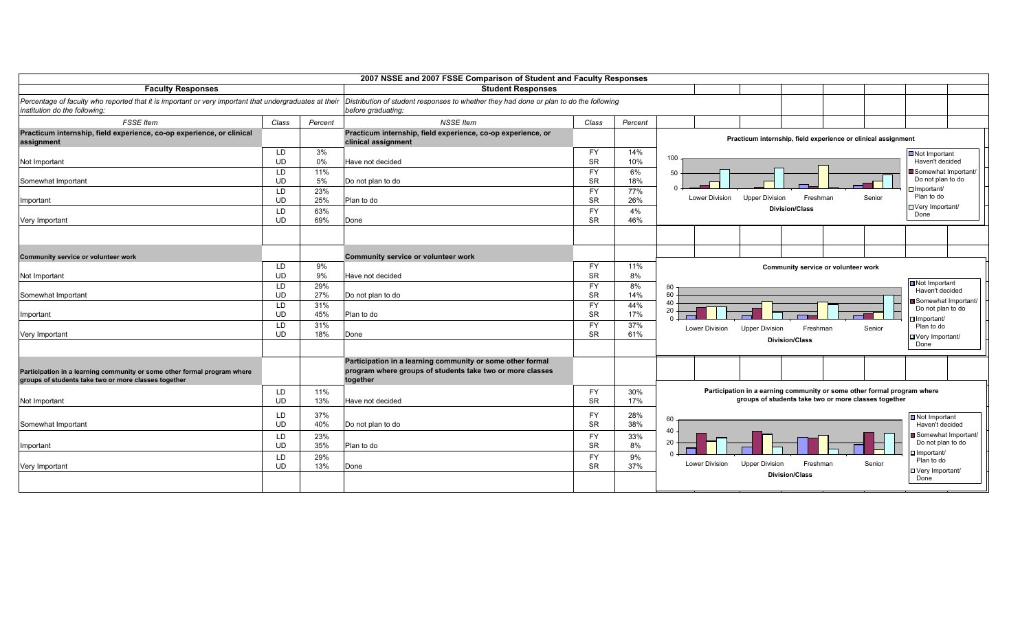# 2007 NSSE and 2007 FSSE Comparison of Student and Faculty Responses

| **Faculty Responses** | | | **Student Responses** | | |
|---|---|---|---|---|---|
| *Percentage of faculty who reported that it is important or very important that undergraduates at their institution do the following:* | | | *Distribution of student responses to whether they had done or plan to do the following before graduating:* | | |
| *FSSE Item* | *Class* | *Percent* | *NSSE Item* | *Class* | *Percent* |
| **Practicum internship, field experience, co-op experience, or clinical assignment** | | | **Practicum internship, field experience, co-op experience, or clinical assignment** | | |
| Not Important | LD | 3% | Have not decided | FY | 14% |
| | UD | 0% | | SR | 10% |
| Somewhat Important | LD | 11% | Do not plan to do | FY | 6% |
| | UD | 5% | | SR | 18% |
| Important | LD | 23% | Plan to do | FY | 77% |
| | UD | 25% | | SR | 26% |
| Very Important | LD | 63% | Done | FY | 4% |
| | UD | 69% | | SR | 46% |
| **Community service or volunteer work** | | | **Community service or volunteer work** | | |
| Not Important | LD | 9% | Have not decided | FY | 11% |
| | UD | 9% | | SR | 8% |
| Somewhat Important | LD | 29% | Do not plan to do | FY | 8% |
| | UD | 27% | | SR | 14% |
| Important | LD | 31% | Plan to do | FY | 44% |
| | UD | 45% | | SR | 17% |
| Very Important | LD | 31% | Done | FY | 37% |
| | UD | 18% | | SR | 61% |
| **Participation in a learning community or some other formal program where groups of students take two or more classes together** | | | **Participation in a learning community or some other formal program where groups of students take two or more classes together** | | |
| Not Important | LD | 11% | Have not decided | FY | 30% |
| | UD | 13% | | SR | 17% |
| Somewhat Important | LD | 37% | Do not plan to do | FY | 28% |
| | UD | 40% | | SR | 38% |
| Important | LD | 23% | Plan to do | FY | 33% |
| | UD | 35% | | SR | 8% |
| Very Important | LD | 29% | Done | FY | 9% |
| | UD | 13% | | SR | 37% |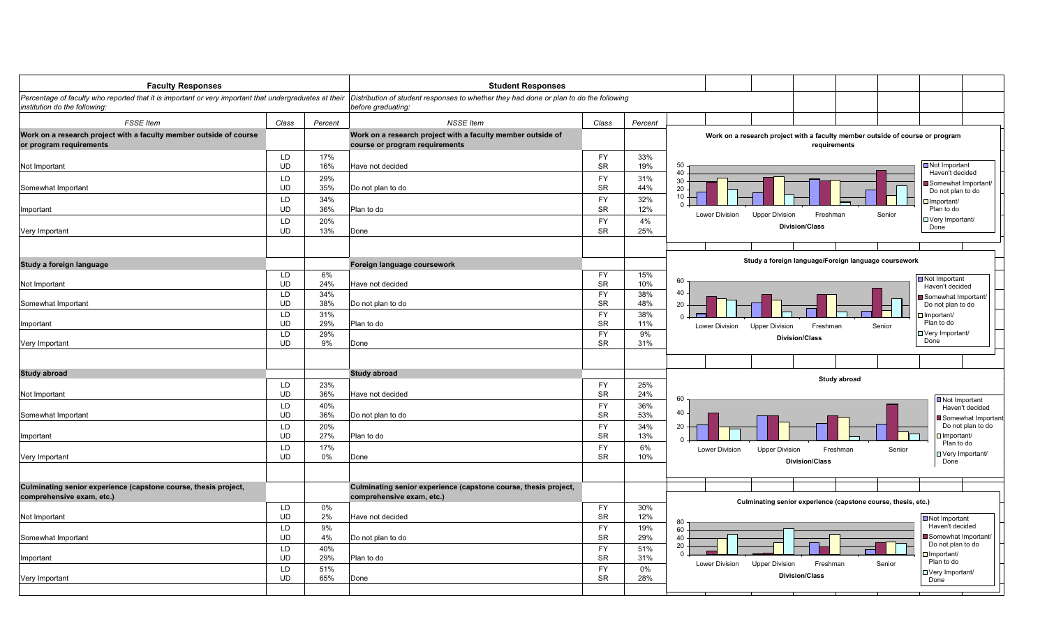## Faculty Responses

*Percentage of faculty who reported that it is important or very important that undergraduates at their institution do the following:*

## Student Responses

*Distribution of student responses to whether they had done or plan to do the following before graduating:*

| FSSE Item | Class | Percent | NSSE Item | Class | Percent |
|---|---|---|---|---|---|
| **Work on a research project with a faculty member outside of course or program requirements** | | | **Work on a research project with a faculty member outside of course or program requirements** | | |
| Not Important | LD | 17% | Have not decided | FY | 33% |
| | UD | 16% | | SR | 19% |
| Somewhat Important | LD | 29% | Do not plan to do | FY | 31% |
| | UD | 35% | | SR | 44% |
| Important | LD | 34% | Plan to do | FY | 32% |
| | UD | 36% | | SR | 12% |
| Very Important | LD | 20% | Done | FY | 4% |
| | UD | 13% | | SR | 25% |
| **Study a foreign language** | | | **Foreign language coursework** | | |
| Not Important | LD | 6% | Have not decided | FY | 15% |
| | UD | 24% | | SR | 10% |
| Somewhat Important | LD | 34% | Do not plan to do | FY | 38% |
| | UD | 38% | | SR | 48% |
| Important | LD | 31% | Plan to do | FY | 38% |
| | UD | 29% | | SR | 11% |
| Very Important | LD | 29% | Done | FY | 9% |
| | UD | 9% | | SR | 31% |
| **Study abroad** | | | **Study abroad** | | |
| Not Important | LD | 23% | Have not decided | FY | 25% |
| | UD | 36% | | SR | 24% |
| Somewhat Important | LD | 40% | Do not plan to do | FY | 36% |
| | UD | 36% | | SR | 53% |
| Important | LD | 20% | Plan to do | FY | 34% |
| | UD | 27% | | SR | 13% |
| Very Important | LD | 17% | Done | FY | 6% |
| | UD | 0% | | SR | 10% |
| **Culminating senior experience (capstone course, thesis project, comprehensive exam, etc.)** | | | **Culminating senior experience (capstone course, thesis project, comprehensive exam, etc.)** | | |
| Not Important | LD | 0% | Have not decided | FY | 30% |
| | UD | 2% | | SR | 12% |
| Somewhat Important | LD | 9% | Do not plan to do | FY | 19% |
| | UD | 4% | | SR | 29% |
| Important | LD | 40% | Plan to do | FY | 51% |
| | UD | 29% | | SR | 31% |
| Very Important | LD | 51% | Done | FY | 0% |
| | UD | 65% | | SR | 28% |

**Work on a research project with a faculty member outside of course or program requirements**

**Study a foreign language/Foreign language coursework**

**Study abroad**

**Culminating senior experience (capstone course, thesis, etc.)**

Legend: Not Important/Haven't decided; Somewhat Important/Do not plan to do; Important/Plan to do; Very Important/Done

Division/Class: Lower Division, Upper Division, Freshman, Senior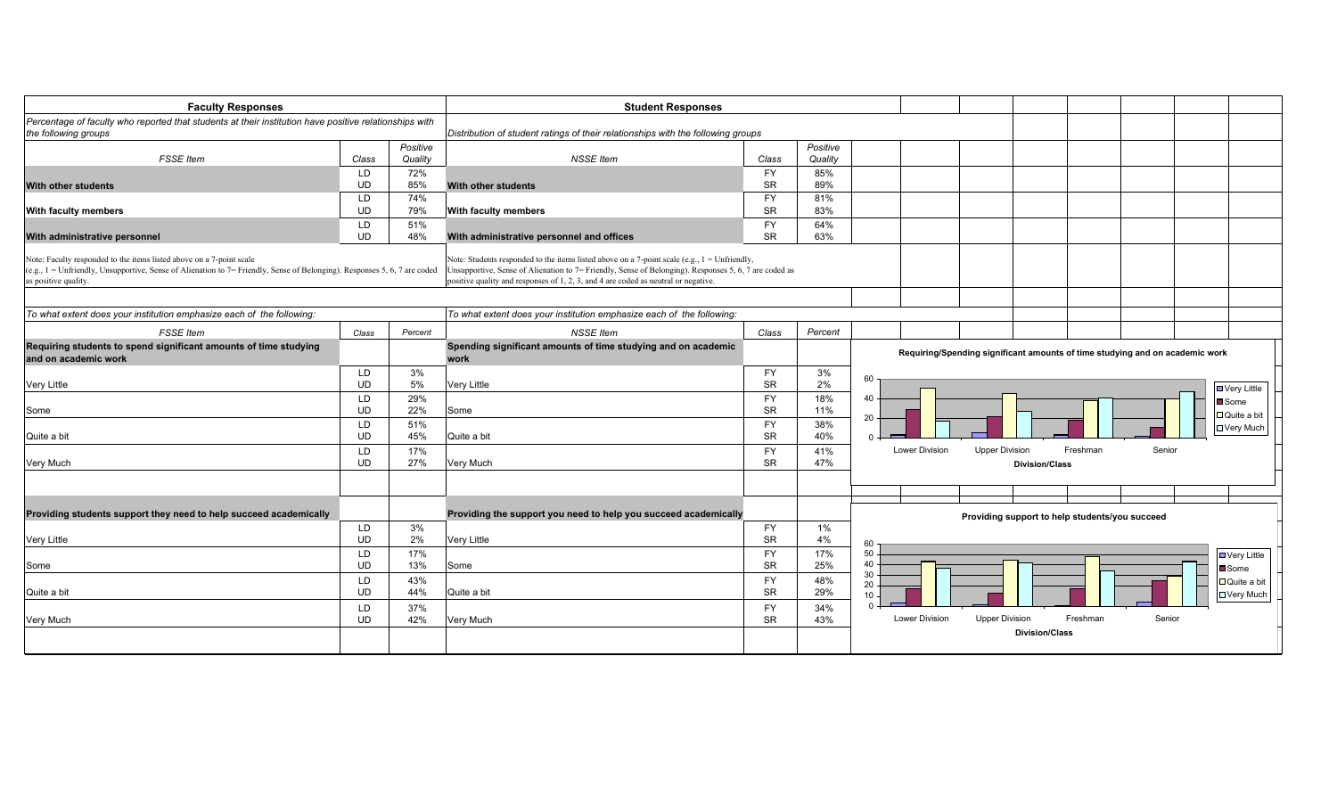## Faculty Responses / Student Responses

| Faculty Responses | | | Student Responses | | |
|---|---|---|---|---|---|
| *Percentage of faculty who reported that students at their institution have positive relationships with the following groups* | | | *Distribution of student ratings of their relationships with the following groups* | | |
| *FSSE Item* | *Class* | *Positive Quality* | *NSSE Item* | *Class* | *Positive Quality* |
| **With other students** | LD | 72% | **With other students** | FY | 85% |
| | UD | 85% | | SR | 89% |
| **With faculty members** | LD | 74% | **With faculty members** | FY | 81% |
| | UD | 79% | | SR | 83% |
| **With administrative personnel** | LD | 51% | **With administrative personnel and offices** | FY | 64% |
| | UD | 48% | | SR | 63% |

Note: Faculty responded to the items listed above on a 7-point scale (e.g., 1 = Unfriendly, Unsupportive, Sense of Alienation to 7= Friendly, Sense of Belonging). Responses 5, 6, 7 are coded as positive quality.

Note: Students responded to the items listed above on a 7-point scale (e.g., 1 = Unfriendly, Unsupportive, Sense of Alienation to 7= Friendly, Sense of Belonging). Responses 5, 6, 7 are coded as positive quality and responses of 1, 2, 3, and 4 are coded as neutral or negative.

| *To what extent does your institution emphasize each of the following:* | | | *To what extent does your institution emphasize each of the following:* | | |
|---|---|---|---|---|---|
| *FSSE Item* | *Class* | *Percent* | *NSSE Item* | *Class* | *Percent* |
| **Requiring students to spend significant amounts of time studying and on academic work** | | | **Spending significant amounts of time studying and on academic work** | | |
| Very Little | LD | 3% | Very Little | FY | 3% |
| | UD | 5% | | SR | 2% |
| Some | LD | 29% | Some | FY | 18% |
| | UD | 22% | | SR | 11% |
| Quite a bit | LD | 51% | Quite a bit | FY | 38% |
| | UD | 45% | | SR | 40% |
| Very Much | LD | 17% | Very Much | FY | 41% |
| | UD | 27% | | SR | 47% |
| **Providing students support they need to help succeed academically** | | | **Providing the support you need to help you succeed academically** | | |
| Very Little | LD | 3% | Very Little | FY | 1% |
| | UD | 2% | | SR | 4% |
| Some | LD | 17% | Some | FY | 17% |
| | UD | 13% | | SR | 25% |
| Quite a bit | LD | 43% | Quite a bit | FY | 48% |
| | UD | 44% | | SR | 29% |
| Very Much | LD | 37% | Very Much | FY | 34% |
| | UD | 42% | | SR | 43% |

**Requiring/Spending significant amounts of time studying and on academic work**

Chart: Division/Class (Lower Division, Upper Division, Freshman, Senior); Legend: Very Little, Some, Quite a bit, Very Much

**Providing support to help students/you succeed**

Chart: Division/Class (Lower Division, Upper Division, Freshman, Senior); Legend: Very Little, Some, Quite a bit, Very Much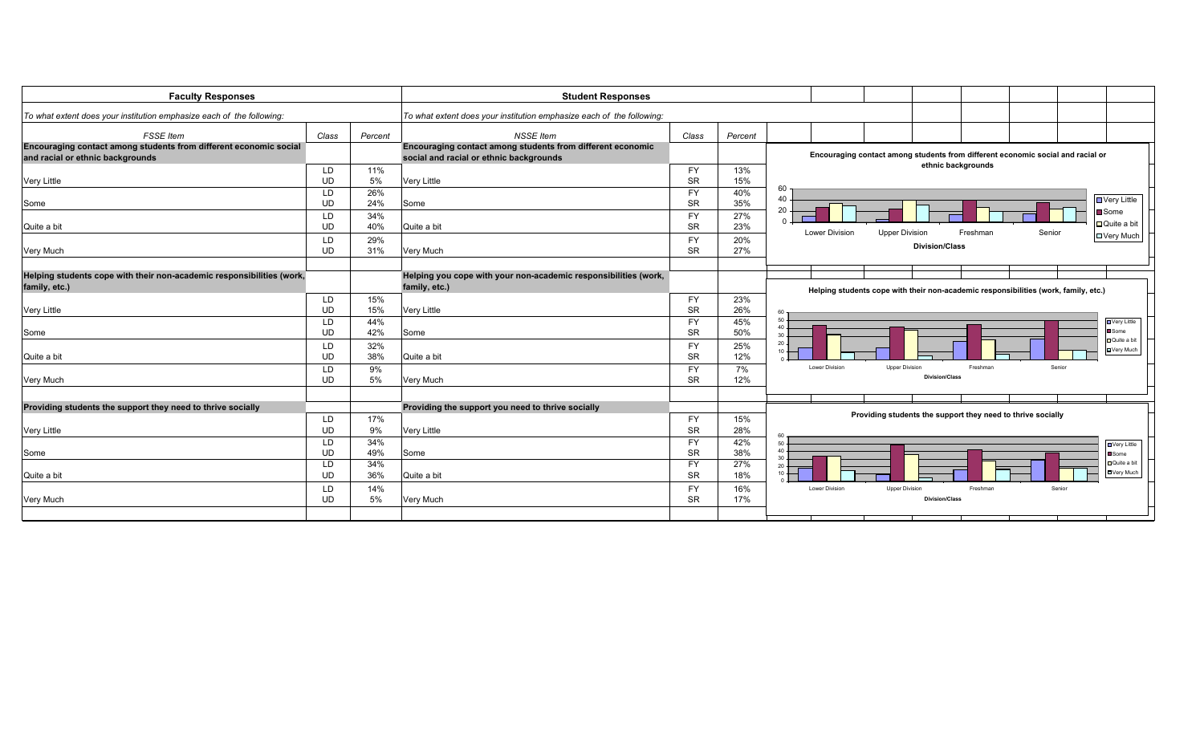| **Faculty Responses** | | | **Student Responses** | | |
|---|---|---|---|---|---|
| *To what extent does your institution emphasize each of the following:* | | | *To what extent does your institution emphasize each of the following:* | | |
| *FSSE Item* | *Class* | *Percent* | *NSSE Item* | *Class* | *Percent* |
| **Encouraging contact among students from different economic social and racial or ethnic backgrounds** | | | **Encouraging contact among students from different economic social and racial or ethnic backgrounds** | | |
| Very Little | LD | 11% | Very Little | FY | 13% |
| | UD | 5% | | SR | 15% |
| Some | LD | 26% | Some | FY | 40% |
| | UD | 24% | | SR | 35% |
| Quite a bit | LD | 34% | Quite a bit | FY | 27% |
| | UD | 40% | | SR | 23% |
| Very Much | LD | 29% | Very Much | FY | 20% |
| | UD | 31% | | SR | 27% |
| **Helping students cope with their non-academic responsibilities (work, family, etc.)** | | | **Helping you cope with your non-academic responsibilities (work, family, etc.)** | | |
| Very Little | LD | 15% | Very Little | FY | 23% |
| | UD | 15% | | SR | 26% |
| Some | LD | 44% | Some | FY | 45% |
| | UD | 42% | | SR | 50% |
| Quite a bit | LD | 32% | Quite a bit | FY | 25% |
| | UD | 38% | | SR | 12% |
| Very Much | LD | 9% | Very Much | FY | 7% |
| | UD | 5% | | SR | 12% |
| **Providing students the support they need to thrive socially** | | | **Providing the support you need to thrive socially** | | |
| Very Little | LD | 17% | Very Little | FY | 15% |
| | UD | 9% | | SR | 28% |
| Some | LD | 34% | Some | FY | 42% |
| | UD | 49% | | SR | 38% |
| Quite a bit | LD | 34% | Quite a bit | FY | 27% |
| | UD | 36% | | SR | 18% |
| Very Much | LD | 14% | Very Much | FY | 16% |
| | UD | 5% | | SR | 17% |

**Encouraging contact among students from different economic social and racial or ethnic backgrounds**

Division/Class: Lower Division, Upper Division, Freshman, Senior — Legend: Very Little, Some, Quite a bit, Very Much

**Helping students cope with their non-academic responsibilities (work, family, etc.)**

Division/Class: Lower Division, Upper Division, Freshman, Senior — Legend: Very Little, Some, Quite a bit, Very Much

**Providing students the support they need to thrive socially**

Division/Class: Lower Division, Upper Division, Freshman, Senior — Legend: Very Little, Some, Quite a bit, Very Much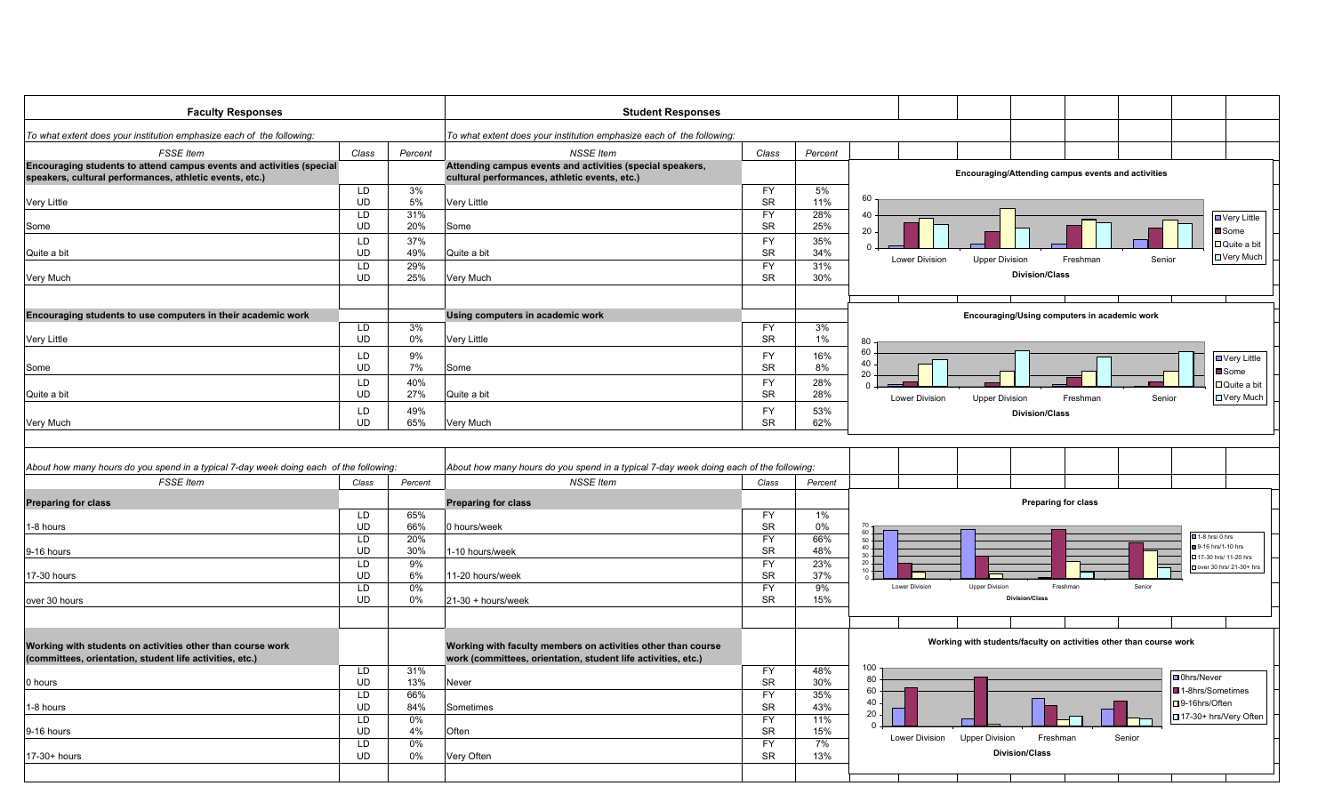| Faculty Responses | | | Student Responses | | |
|---|---|---|---|---|---|
| *To what extent does your institution emphasize each of the following:* | | | *To what extent does your institution emphasize each of the following:* | | |
| *FSSE Item* | *Class* | *Percent* | *NSSE Item* | *Class* | *Percent* |
| **Encouraging students to attend campus events and activities (special speakers, cultural performances, athletic events, etc.)** | | | **Attending campus events and activities (special speakers, cultural performances, athletic events, etc.)** | | |
| Very Little | LD | 3% | Very Little | FY | 5% |
| | UD | 5% | | SR | 11% |
| Some | LD | 31% | Some | FY | 28% |
| | UD | 20% | | SR | 25% |
| Quite a bit | LD | 37% | Quite a bit | FY | 35% |
| | UD | 49% | | SR | 34% |
| Very Much | LD | 29% | Very Much | FY | 31% |
| | UD | 25% | | SR | 30% |
| **Encouraging students to use computers in their academic work** | | | **Using computers in academic work** | | |
| Very Little | LD | 3% | Very Little | FY | 3% |
| | UD | 0% | | SR | 1% |
| Some | LD | 9% | Some | FY | 16% |
| | UD | 7% | | SR | 8% |
| Quite a bit | LD | 40% | Quite a bit | FY | 28% |
| | UD | 27% | | SR | 28% |
| Very Much | LD | 49% | Very Much | FY | 53% |
| | UD | 65% | | SR | 62% |

| | | | | | |
|---|---|---|---|---|---|
| *About how many hours do you spend in a typical 7-day week doing each of the following:* | | | *About how many hours do you spend in a typical 7-day week doing each of the following:* | | |
| *FSSE Item* | *Class* | *Percent* | *NSSE Item* | *Class* | *Percent* |
| **Preparing for class** | | | **Preparing for class** | | |
| 1-8 hours | LD | 65% | 0 hours/week | FY | 1% |
| | UD | 66% | | SR | 0% |
| 9-16 hours | LD | 20% | 1-10 hours/week | FY | 66% |
| | UD | 30% | | SR | 48% |
| 17-30 hours | LD | 9% | 11-20 hours/week | FY | 23% |
| | UD | 6% | | SR | 37% |
| over 30 hours | LD | 0% | 21-30 + hours/week | FY | 9% |
| | UD | 0% | | SR | 15% |
| **Working with students on activities other than course work (committees, orientation, student life activities, etc.)** | | | **Working with faculty members on activities other than course work (committees, orientation, student life activities, etc.)** | | |
| 0 hours | LD | 31% | Never | FY | 48% |
| | UD | 13% | | SR | 30% |
| 1-8 hours | LD | 66% | Sometimes | FY | 35% |
| | UD | 84% | | SR | 43% |
| 9-16 hours | LD | 0% | Often | FY | 11% |
| | UD | 4% | | SR | 15% |
| 17-30+ hours | LD | 0% | Very Often | FY | 7% |
| | UD | 0% | | SR | 13% |

**Encouraging/Attending campus events and activities**

Division/Class: Lower Division, Upper Division, Freshman, Senior. Legend: Very Little, Some, Quite a bit, Very Much

**Encouraging/Using computers in academic work**

Division/Class: Lower Division, Upper Division, Freshman, Senior. Legend: Very Little, Some, Quite a bit, Very Much

**Preparing for class**

Division/Class: Lower Division, Upper Division, Freshman, Senior. Legend: 1-8 hrs/ 0 hrs, 9-16 hrs/1-10 hrs, 17-30 hrs/ 11-20 hrs, over 30 hrs/ 21-30+ hrs

**Working with students/faculty on activities other than course work**

Division/Class: Lower Division, Upper Division, Freshman, Senior. Legend: 0hrs/Never, 1-8hrs/Sometimes, 9-16hrs/Often, 17-30+ hrs/Very Often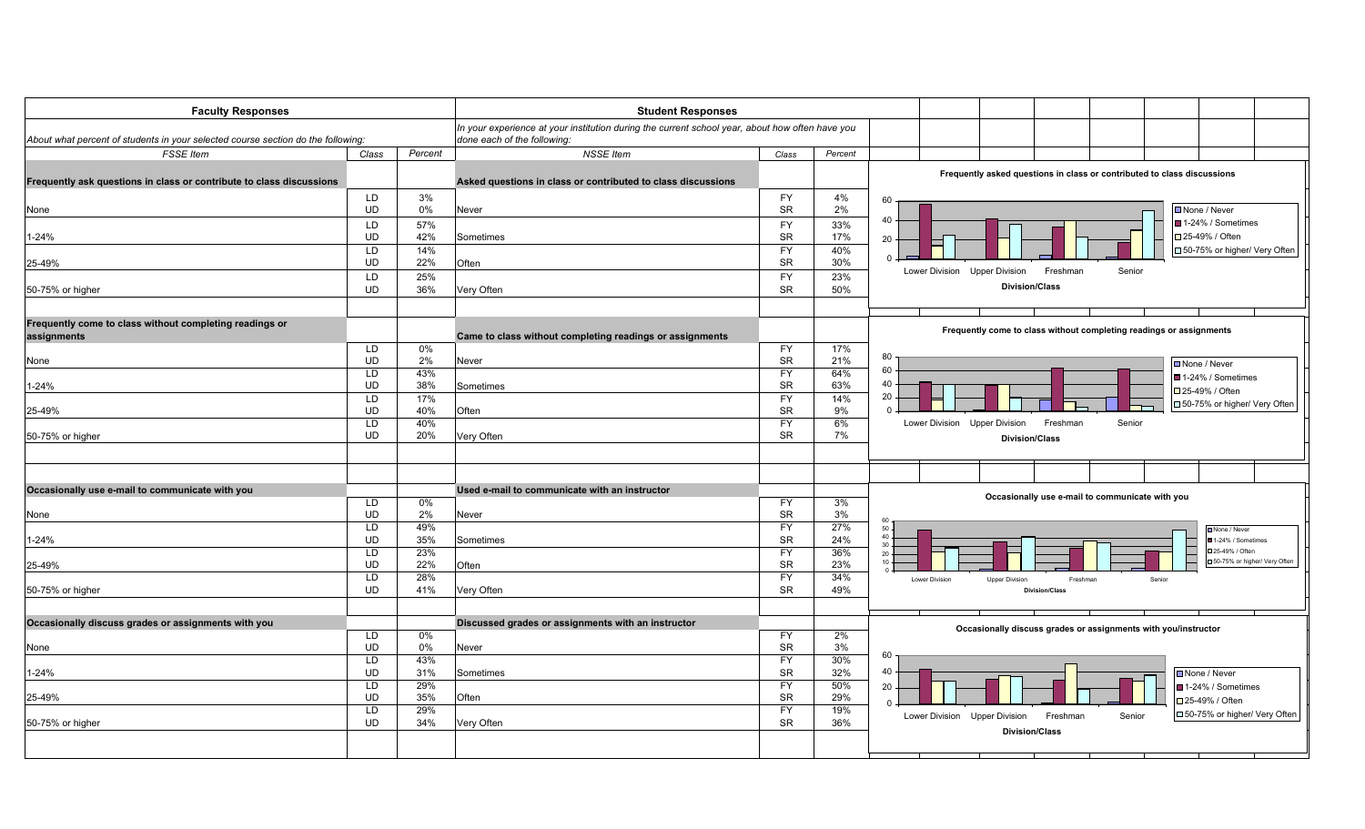| Faculty Responses | | | Student Responses | | |
|---|---|---|---|---|---|
| *About what percent of students in your selected course section do the following:* | | | *In your experience at your institution during the current school year, about how often have you done each of the following:* | | |
| *FSSE Item* | *Class* | *Percent* | *NSSE Item* | *Class* | *Percent* |
| **Frequently ask questions in class or contribute to class discussions** | | | **Asked questions in class or contributed to class discussions** | | |
| None | LD | 3% | Never | FY | 4% |
| | UD | 0% | | SR | 2% |
| 1-24% | LD | 57% | Sometimes | FY | 33% |
| | UD | 42% | | SR | 17% |
| 25-49% | LD | 14% | Often | FY | 40% |
| | UD | 22% | | SR | 30% |
| 50-75% or higher | LD | 25% | Very Often | FY | 23% |
| | UD | 36% | | SR | 50% |
| **Frequently come to class without completing readings or assignments** | | | **Came to class without completing readings or assignments** | | |
| None | LD | 0% | Never | FY | 17% |
| | UD | 2% | | SR | 21% |
| 1-24% | LD | 43% | Sometimes | FY | 64% |
| | UD | 38% | | SR | 63% |
| 25-49% | LD | 17% | Often | FY | 14% |
| | UD | 40% | | SR | 9% |
| 50-75% or higher | LD | 40% | Very Often | FY | 6% |
| | UD | 20% | | SR | 7% |
| **Occasionally use e-mail to communicate with you** | | | **Used e-mail to communicate with an instructor** | | |
| None | LD | 0% | Never | FY | 3% |
| | UD | 2% | | SR | 3% |
| 1-24% | LD | 49% | Sometimes | FY | 27% |
| | UD | 35% | | SR | 24% |
| 25-49% | LD | 23% | Often | FY | 36% |
| | UD | 22% | | SR | 23% |
| 50-75% or higher | LD | 28% | Very Often | FY | 34% |
| | UD | 41% | | SR | 49% |
| **Occasionally discuss grades or assignments with you** | | | **Discussed grades or assignments with an instructor** | | |
| None | LD | 0% | Never | FY | 2% |
| | UD | 0% | | SR | 3% |
| 1-24% | LD | 43% | Sometimes | FY | 30% |
| | UD | 31% | | SR | 32% |
| 25-49% | LD | 29% | Often | FY | 50% |
| | UD | 35% | | SR | 29% |
| 50-75% or higher | LD | 29% | Very Often | FY | 19% |
| | UD | 34% | | SR | 36% |

**Frequently asked questions in class or contributed to class discussions**

**Frequently come to class without completing readings or assignments**

**Occasionally use e-mail to communicate with you**

**Occasionally discuss grades or assignments with you/instructor**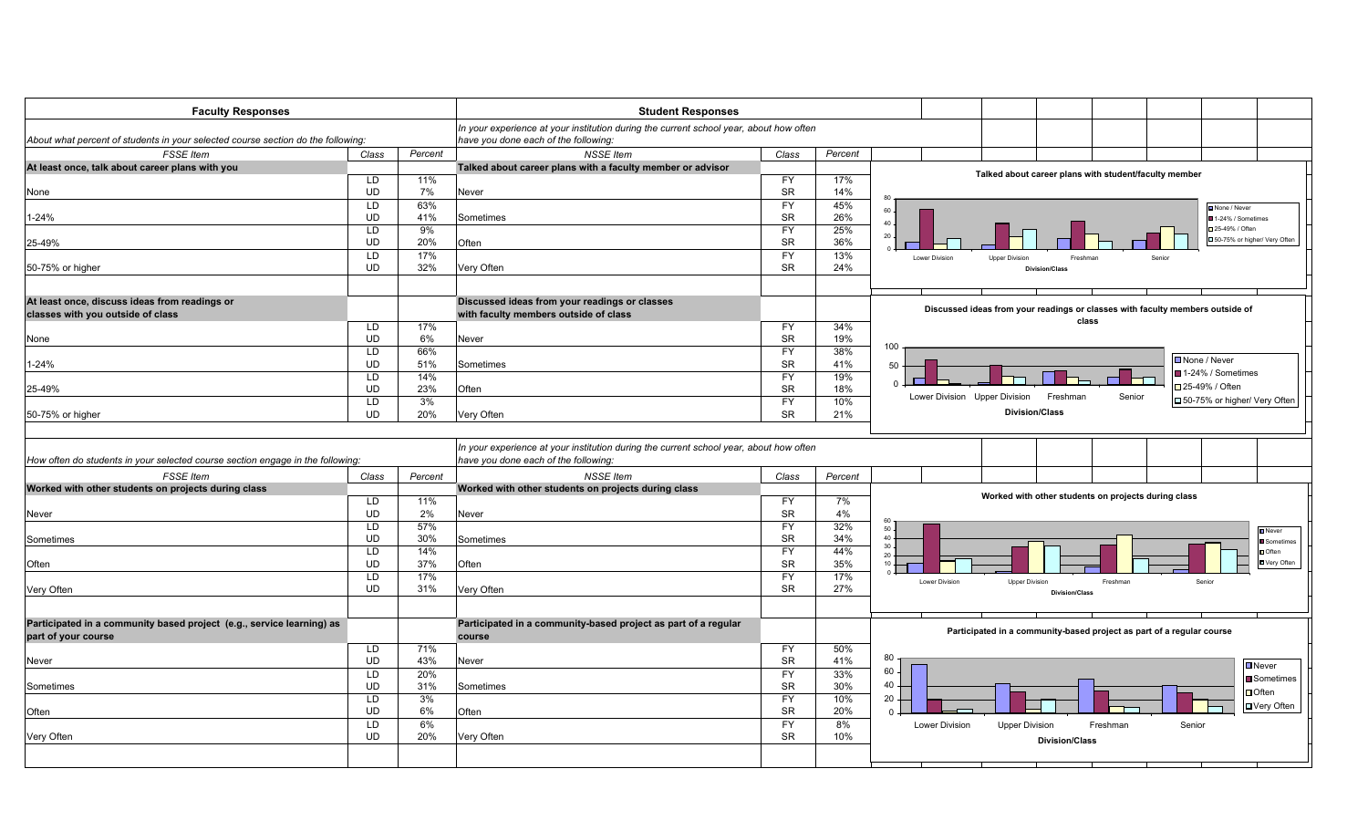| Faculty Responses | | | Student Responses | | |
|---|---|---|---|---|---|
| *About what percent of students in your selected course section do the following:* | | | *In your experience at your institution during the current school year, about how often have you done each of the following:* | | |
| *FSSE Item* | *Class* | *Percent* | *NSSE Item* | *Class* | *Percent* |
| **At least once, talk about career plans with you** | | | **Talked about career plans with a faculty member or advisor** | | |
| None | LD | 11% | Never | FY | 17% |
| | UD | 7% | | SR | 14% |
| 1-24% | LD | 63% | Sometimes | FY | 45% |
| | UD | 41% | | SR | 26% |
| 25-49% | LD | 9% | Often | FY | 25% |
| | UD | 20% | | SR | 36% |
| 50-75% or higher | LD | 17% | Very Often | FY | 13% |
| | UD | 32% | | SR | 24% |
| **At least once, discuss ideas from readings or classes with you outside of class** | | | **Discussed ideas from your readings or classes with faculty members outside of class** | | |
| None | LD | 17% | Never | FY | 34% |
| | UD | 6% | | SR | 19% |
| 1-24% | LD | 66% | Sometimes | FY | 38% |
| | UD | 51% | | SR | 41% |
| 25-49% | LD | 14% | Often | FY | 19% |
| | UD | 23% | | SR | 18% |
| 50-75% or higher | LD | 3% | Very Often | FY | 10% |
| | UD | 20% | | SR | 21% |

Talked about career plans with student/faculty member

Discussed ideas from your readings or classes with faculty members outside of class

| Faculty Responses | | | Student Responses | | |
|---|---|---|---|---|---|
| *How often do students in your selected course section engage in the following:* | | | *In your experience at your institution during the current school year, about how often have you done each of the following:* | | |
| *FSSE Item* | *Class* | *Percent* | *NSSE Item* | *Class* | *Percent* |
| **Worked with other students on projects during class** | | | **Worked with other students on projects during class** | | |
| Never | LD | 11% | Never | FY | 7% |
| | UD | 2% | | SR | 4% |
| Sometimes | LD | 57% | Sometimes | FY | 32% |
| | UD | 30% | | SR | 34% |
| Often | LD | 14% | Often | FY | 44% |
| | UD | 37% | | SR | 35% |
| Very Often | LD | 17% | Very Often | FY | 17% |
| | UD | 31% | | SR | 27% |
| **Participated in a community based project (e.g., service learning) as part of your course** | | | **Participate in a community-based project as part of a regular course** | | |
| Never | LD | 71% | Never | FY | 50% |
| | UD | 43% | | SR | 41% |
| Sometimes | LD | 20% | Sometimes | FY | 33% |
| | UD | 31% | | SR | 30% |
| Often | LD | 3% | Often | FY | 10% |
| | UD | 6% | | SR | 20% |
| Very Often | LD | 6% | Very Often | FY | 8% |
| | UD | 20% | | SR | 10% |

Worked with other students on projects during class

Participated in a community-based project as part of a regular course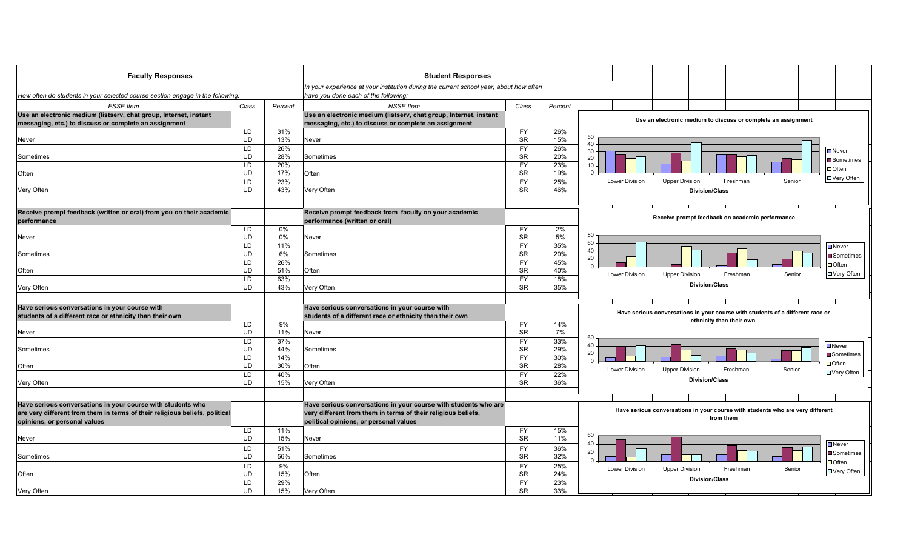| Faculty Responses | | | Student Responses | | |
|---|---|---|---|---|---|
| *How often do students in your selected course section engage in the following:* | | | *In your experience at your institution during the current school year, about how often have you done each of the following:* | | |
| *FSSE Item* | *Class* | *Percent* | *NSSE Item* | *Class* | *Percent* |
| **Use an electronic medium (listserv, chat group, Internet, instant messaging, etc.) to discuss or complete an assignment** | | | **Use an electronic medium (listserv, chat group, Internet, instant messaging, etc.) to discuss or complete an assignment** | | |
| Never | LD | 31% | Never | FY | 26% |
| | UD | 13% | | SR | 15% |
| Sometimes | LD | 26% | Sometimes | FY | 26% |
| | UD | 28% | | SR | 20% |
| Often | LD | 20% | Often | FY | 23% |
| | UD | 17% | | SR | 19% |
| Very Often | LD | 23% | Very Often | FY | 25% |
| | UD | 43% | | SR | 46% |
| **Receive prompt feedback (written or oral) from you on their academic performance** | | | **Receive prompt feedback from faculty on your academic performance (written or oral)** | | |
| Never | LD | 0% | Never | FY | 2% |
| | UD | 0% | | SR | 5% |
| Sometimes | LD | 11% | Sometimes | FY | 35% |
| | UD | 6% | | SR | 20% |
| Often | LD | 26% | Often | FY | 45% |
| | UD | 51% | | SR | 40% |
| Very Often | LD | 63% | Very Often | FY | 18% |
| | UD | 43% | | SR | 35% |
| **Have serious conversations in your course with students of a different race or ethnicity than their own** | | | **Have serious conversations in your course with students of a different race or ethnicity than their own** | | |
| Never | LD | 9% | Never | FY | 14% |
| | UD | 11% | | SR | 7% |
| Sometimes | LD | 37% | Sometimes | FY | 33% |
| | UD | 44% | | SR | 29% |
| Often | LD | 14% | Often | FY | 30% |
| | UD | 30% | | SR | 28% |
| Very Often | LD | 40% | Very Often | FY | 22% |
| | UD | 15% | | SR | 36% |
| **Have serious conversations in your course with students who are very different from them in terms of their religious beliefs, political opinions, or personal values** | | | **Have serious conversations in your course with students who are very different from them in terms of their religious beliefs, political opinions, or personal values** | | |
| Never | LD | 11% | Never | FY | 15% |
| | UD | 15% | | SR | 11% |
| Sometimes | LD | 51% | Sometimes | FY | 36% |
| | UD | 56% | | SR | 32% |
| Often | LD | 9% | Often | FY | 25% |
| | UD | 15% | | SR | 24% |
| Very Often | LD | 29% | Very Often | FY | 23% |
| | UD | 15% | | SR | 33% |

**Use an electronic medium to discuss or complete an assignment**

**Receive prompt feedback on academic performance**

**Have serious conversations in your course with students of a different race or ethnicity than their own**

**Have serious conversations in your course with students who are very different from them**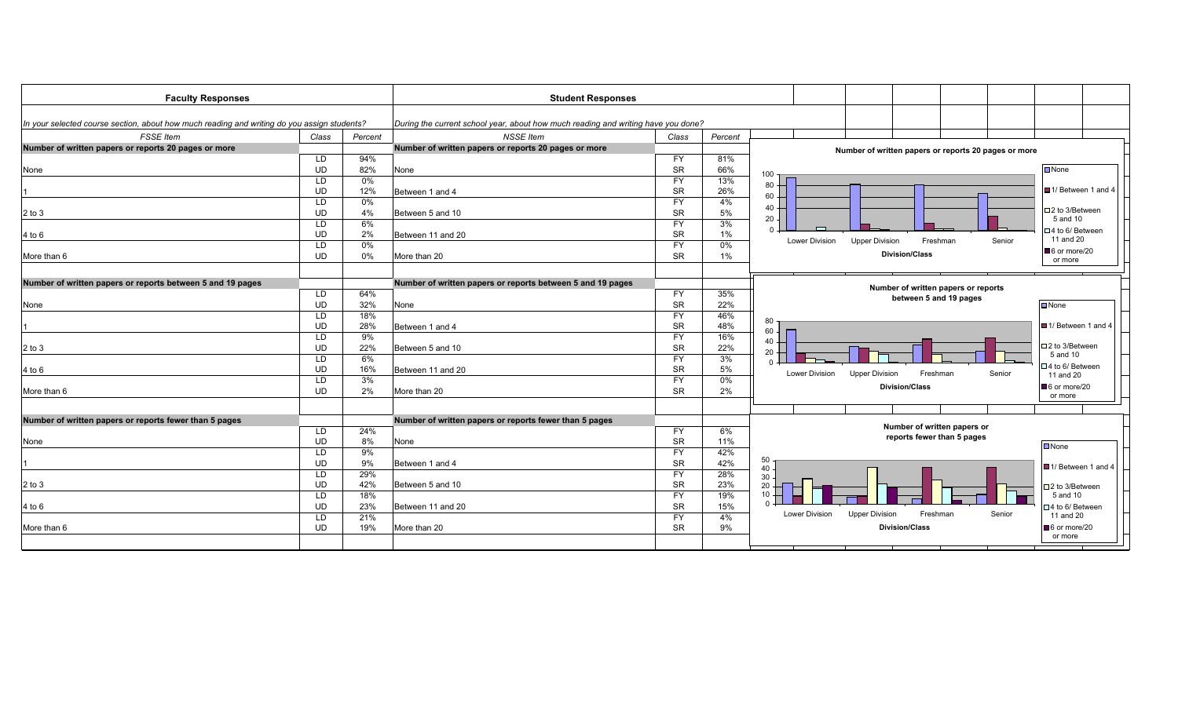| Faculty Responses | | | Student Responses | | |
|---|---|---|---|---|---|
| *In your selected course section, about how much reading and writing do you assign students?* | | | *During the current school year, about how much reading and writing have you done?* | | |
| *FSSE Item* | *Class* | *Percent* | *NSSE Item* | *Class* | *Percent* |
| **Number of written papers or reports 20 pages or more** | | | **Number of written papers or reports 20 pages or more** | | |
| None | LD | 94% | None | FY | 81% |
| | UD | 82% | | SR | 66% |
| 1 | LD | 0% | Between 1 and 4 | FY | 13% |
| | UD | 12% | | SR | 26% |
| 2 to 3 | LD | 0% | Between 5 and 10 | FY | 4% |
| | UD | 4% | | SR | 5% |
| 4 to 6 | LD | 6% | Between 11 and 20 | FY | 3% |
| | UD | 2% | | SR | 1% |
| More than 6 | LD | 0% | More than 20 | FY | 0% |
| | UD | 0% | | SR | 1% |
| **Number of written papers or reports between 5 and 19 pages** | | | **Number of written papers or reports between 5 and 19 pages** | | |
| None | LD | 64% | None | FY | 35% |
| | UD | 32% | | SR | 22% |
| 1 | LD | 18% | Between 1 and 4 | FY | 46% |
| | UD | 28% | | SR | 48% |
| 2 to 3 | LD | 9% | Between 5 and 10 | FY | 16% |
| | UD | 22% | | SR | 22% |
| 4 to 6 | LD | 6% | Between 11 and 20 | FY | 3% |
| | UD | 16% | | SR | 5% |
| More than 6 | LD | 3% | More than 20 | FY | 0% |
| | UD | 2% | | SR | 2% |
| **Number of written papers or reports fewer than 5 pages** | | | **Number of written papers or reports fewer than 5 pages** | | |
| None | LD | 24% | None | FY | 6% |
| | UD | 8% | | SR | 11% |
| 1 | LD | 9% | Between 1 and 4 | FY | 42% |
| | UD | 9% | | SR | 42% |
| 2 to 3 | LD | 29% | Between 5 and 10 | FY | 28% |
| | UD | 42% | | SR | 23% |
| 4 to 6 | LD | 18% | Between 11 and 20 | FY | 19% |
| | UD | 23% | | SR | 15% |
| More than 6 | LD | 21% | More than 20 | FY | 4% |
| | UD | 19% | | SR | 9% |

**Number of written papers or reports 20 pages or more**

**Number of written papers or reports between 5 and 19 pages**

**Number of written papers or reports fewer than 5 pages**

Division/Class: Lower Division, Upper Division, Freshman, Senior

Legend: None; 1/ Between 1 and 4; 2 to 3/Between 5 and 10; 4 to 6/ Between 11 and 20; 6 or more/20 or more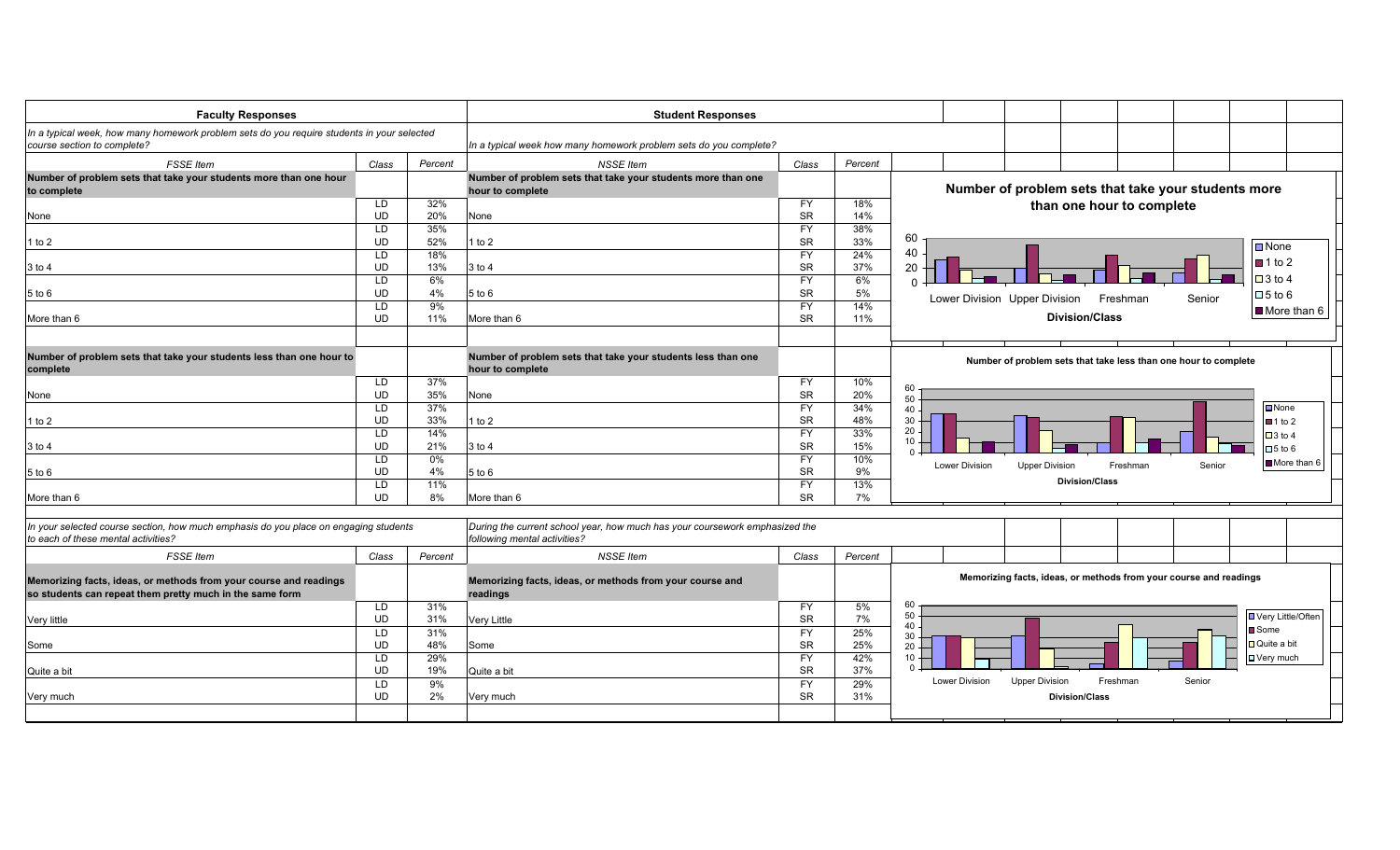| Faculty Responses | | | Student Responses | | |
|---|---|---|---|---|---|
| *In a typical week, how many homework problem sets do you require students in your selected course section to complete?* | | | *In a typical week how many homework problem sets do you complete?* | | |
| *FSSE Item* | *Class* | *Percent* | *NSSE Item* | *Class* | *Percent* |
| **Number of problem sets that take your students more than one hour to complete** | | | **Number of problem sets that take your students more than one hour to complete** | | |
| None | LD<br>UD | 32%<br>20% | None | FY<br>SR | 18%<br>14% |
| 1 to 2 | LD<br>UD | 35%<br>52% | 1 to 2 | FY<br>SR | 38%<br>33% |
| 3 to 4 | LD<br>UD | 18%<br>13% | 3 to 4 | FY<br>SR | 24%<br>37% |
| 5 to 6 | LD<br>UD | 6%<br>4% | 5 to 6 | FY<br>SR | 6%<br>5% |
| More than 6 | LD<br>UD | 9%<br>11% | More than 6 | FY<br>SR | 14%<br>11% |
| **Number of problem sets that take your students less than one hour to complete** | | | **Number of problem sets that take your students less than one hour to complete** | | |
| None | LD<br>UD | 37%<br>35% | None | FY<br>SR | 10%<br>20% |
| 1 to 2 | LD<br>UD | 37%<br>33% | 1 to 2 | FY<br>SR | 34%<br>48% |
| 3 to 4 | LD<br>UD | 14%<br>21% | 3 to 4 | FY<br>SR | 33%<br>15% |
| 5 to 6 | LD<br>UD | 0%<br>4% | 5 to 6 | FY<br>SR | 10%<br>9% |
| More than 6 | LD<br>UD | 11%<br>8% | More than 6 | FY<br>SR | 13%<br>7% |
| *In your selected course section, how much emphasis do you place on engaging students to each of these mental activities?* | | | *During the current school year, how much has your coursework emphasized the following mental activities?* | | |
| *FSSE Item* | *Class* | *Percent* | *NSSE Item* | *Class* | *Percent* |
| **Memorizing facts, ideas, or methods from your course and readings so students can repeat them pretty much in the same form** | | | **Memorizing facts, ideas, or methods from your course and readings** | | |
| Very little | LD<br>UD | 31%<br>31% | Very Little | FY<br>SR | 5%<br>7% |
| Some | LD<br>UD | 31%<br>48% | Some | FY<br>SR | 25%<br>25% |
| Quite a bit | LD<br>UD | 29%<br>19% | Quite a bit | FY<br>SR | 42%<br>37% |
| Very much | LD<br>UD | 9%<br>2% | Very much | FY<br>SR | 29%<br>31% |

**Number of problem sets that take your students more than one hour to complete**

(Chart: Division/Class — Lower Division, Upper Division, Freshman, Senior; Legend: None, 1 to 2, 3 to 4, 5 to 6, More than 6)

**Number of problem sets that take less than one hour to complete**

(Chart: Division/Class — Lower Division, Upper Division, Freshman, Senior; Legend: None, 1 to 2, 3 to 4, 5 to 6, More than 6)

**Memorizing facts, ideas, or methods from your course and readings**

(Chart: Division/Class — Lower Division, Upper Division, Freshman, Senior; Legend: Very Little/Often, Some, Quite a bit, Very much)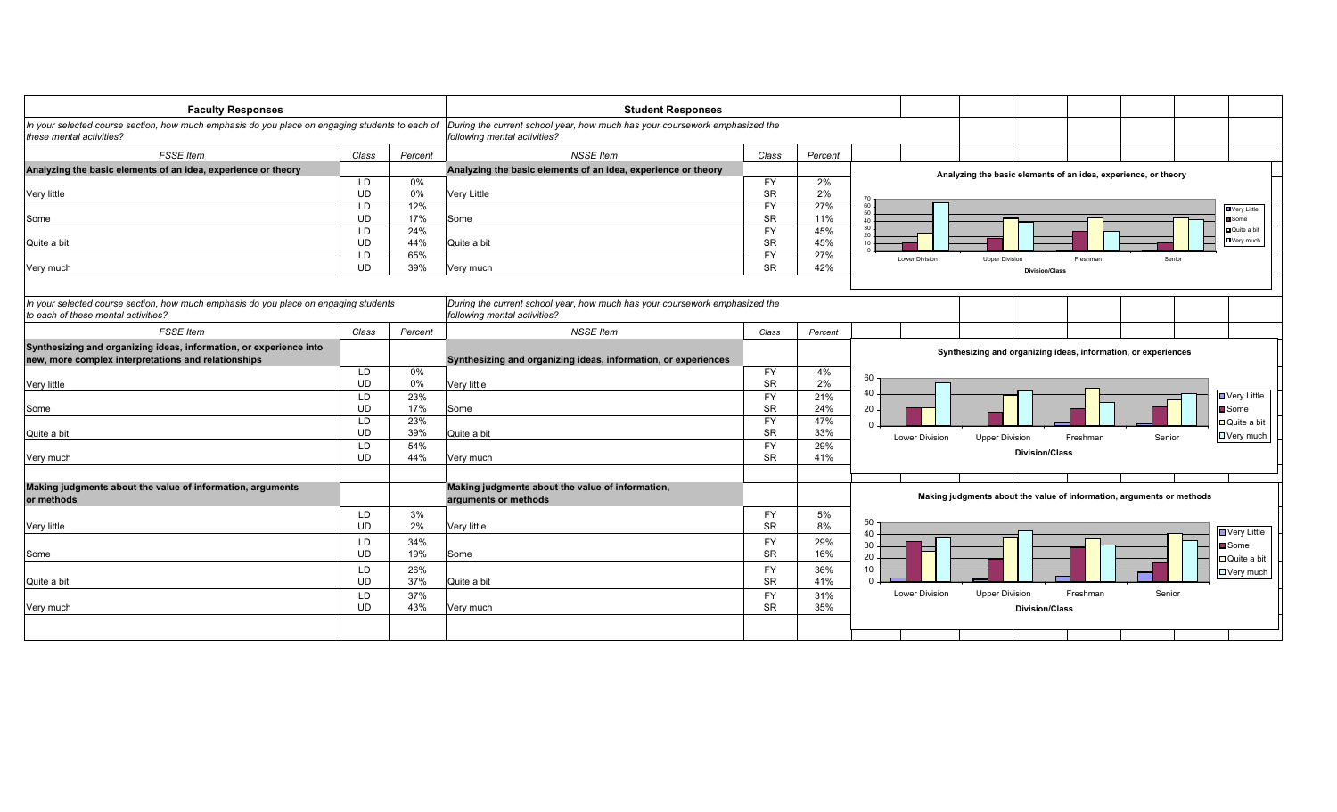| Faculty Responses | | | Student Responses | | |
|---|---|---|---|---|---|
| *In your selected course section, how much emphasis do you place on engaging students to each of these mental activities?* | | | *During the current school year, how much has your coursework emphasized the following mental activities?* | | |
| *FSSE Item* | *Class* | *Percent* | *NSSE Item* | *Class* | *Percent* |
| **Analyzing the basic elements of an idea, experience or theory** | | | **Analyzing the basic elements of an idea, experience or theory** | | |
| Very little | LD | 0% | Very Little | FY | 2% |
| | UD | 0% | | SR | 2% |
| Some | LD | 12% | Some | FY | 27% |
| | UD | 17% | | SR | 11% |
| Quite a bit | LD | 24% | Quite a bit | FY | 45% |
| | UD | 44% | | SR | 45% |
| Very much | LD | 65% | Very much | FY | 27% |
| | UD | 39% | | SR | 42% |

**Analyzing the basic elements of an idea, experience, or theory** (chart: Division/Class — Lower Division, Upper Division, Freshman, Senior; Very Little, Some, Quite a bit, Very much)

| Faculty Responses | | | Student Responses | | |
|---|---|---|---|---|---|
| *In your selected course section, how much emphasis do you place on engaging students to each of these mental activities?* | | | *During the current school year, how much has your coursework emphasized the following mental activities?* | | |
| *FSSE Item* | *Class* | *Percent* | *NSSE Item* | *Class* | *Percent* |
| **Synthesizing and organizing ideas, information, or experience into new, more complex interpretations and relationships** | | | **Synthesizing and organizing ideas, information, or experiences** | | |
| Very little | LD | 0% | Very little | FY | 4% |
| | UD | 0% | | SR | 2% |
| Some | LD | 23% | Some | FY | 21% |
| | UD | 17% | | SR | 24% |
| Quite a bit | LD | 23% | Quite a bit | FY | 47% |
| | UD | 39% | | SR | 33% |
| Very much | LD | 54% | Very much | FY | 29% |
| | UD | 44% | | SR | 41% |
| **Making judgments about the value of information, arguments or methods** | | | **Making judgments about the value of information, arguments or methods** | | |
| Very little | LD | 3% | Very little | FY | 5% |
| | UD | 2% | | SR | 8% |
| Some | LD | 34% | Some | FY | 29% |
| | UD | 19% | | SR | 16% |
| Quite a bit | LD | 26% | Quite a bit | FY | 36% |
| | UD | 37% | | SR | 41% |
| Very much | LD | 37% | Very much | FY | 31% |
| | UD | 43% | | SR | 35% |

**Synthesizing and organizing ideas, information, or experiences** (chart: Division/Class — Lower Division, Upper Division, Freshman, Senior; Very Little, Some, Quite a bit, Very much)

**Making judgments about the value of information, arguments or methods** (chart: Division/Class — Lower Division, Upper Division, Freshman, Senior; Very Little, Some, Quite a bit, Very much)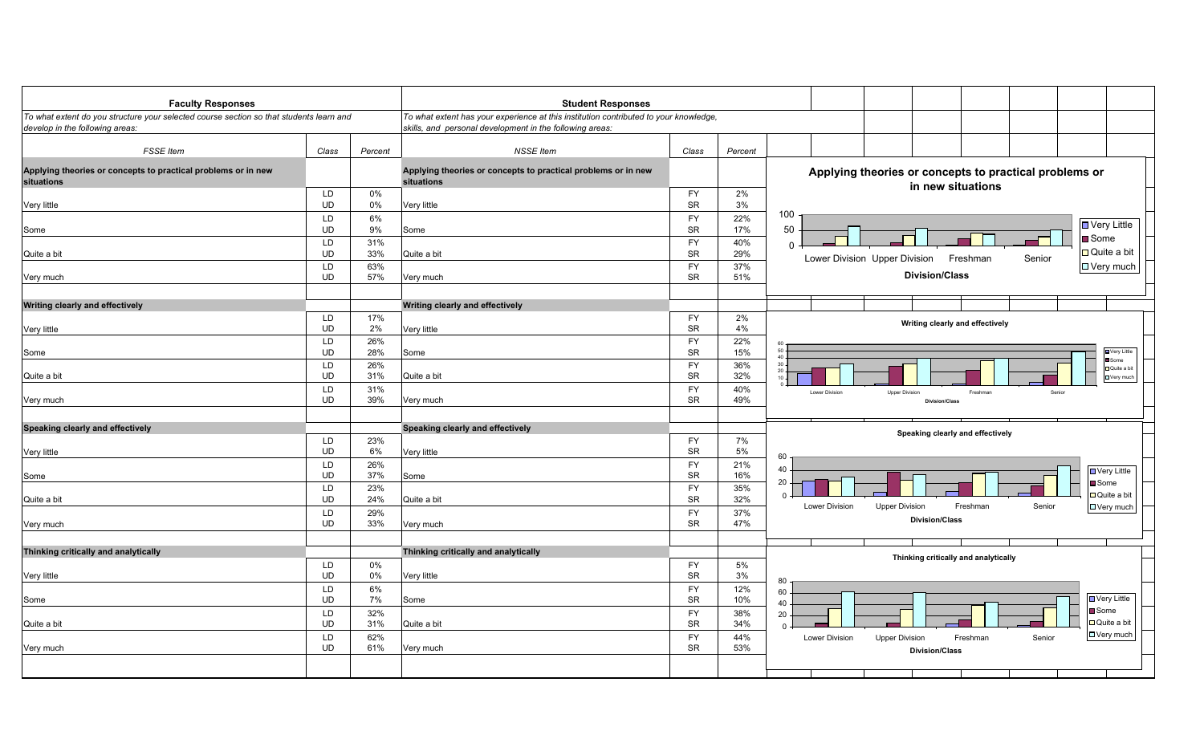| **Faculty Responses** | | | **Student Responses** | | |
|---|---|---|---|---|---|
| *To what extent do you structure your selected course section so that students learn and develop in the following areas:* | | | *To what extent has your experience at this institution contributed to your knowledge, skills, and personal development in the following areas:* | | |
| *FSSE Item* | *Class* | *Percent* | *NSSE Item* | *Class* | *Percent* |
| **Applying theories or concepts to practical problems or in new situations** | | | **Applying theories or concepts to practical problems or in new situations** | | |
| Very little | LD | 0% | Very little | FY | 2% |
| | UD | 0% | | SR | 3% |
| Some | LD | 6% | Some | FY | 22% |
| | UD | 9% | | SR | 17% |
| Quite a bit | LD | 31% | Quite a bit | FY | 40% |
| | UD | 33% | | SR | 29% |
| Very much | LD | 63% | Very much | FY | 37% |
| | UD | 57% | | SR | 51% |
| **Writing clearly and effectively** | | | **Writing clearly and effectively** | | |
| Very little | LD | 17% | Very little | FY | 2% |
| | UD | 2% | | SR | 4% |
| Some | LD | 26% | Some | FY | 22% |
| | UD | 28% | | SR | 15% |
| Quite a bit | LD | 26% | Quite a bit | FY | 36% |
| | UD | 31% | | SR | 32% |
| Very much | LD | 31% | Very much | FY | 40% |
| | UD | 39% | | SR | 49% |
| **Speaking clearly and effectively** | | | **Speaking clearly and effectively** | | |
| Very little | LD | 23% | Very little | FY | 7% |
| | UD | 6% | | SR | 5% |
| Some | LD | 26% | Some | FY | 21% |
| | UD | 37% | | SR | 16% |
| Quite a bit | LD | 23% | Quite a bit | FY | 35% |
| | UD | 24% | | SR | 32% |
| Very much | LD | 29% | Very much | FY | 37% |
| | UD | 33% | | SR | 47% |
| **Thinking critically and analytically** | | | **Thinking critically and analytically** | | |
| Very little | LD | 0% | Very little | FY | 5% |
| | UD | 0% | | SR | 3% |
| Some | LD | 6% | Some | FY | 12% |
| | UD | 7% | | SR | 10% |
| Quite a bit | LD | 32% | Quite a bit | FY | 38% |
| | UD | 31% | | SR | 34% |
| Very much | LD | 62% | Very much | FY | 44% |
| | UD | 61% | | SR | 53% |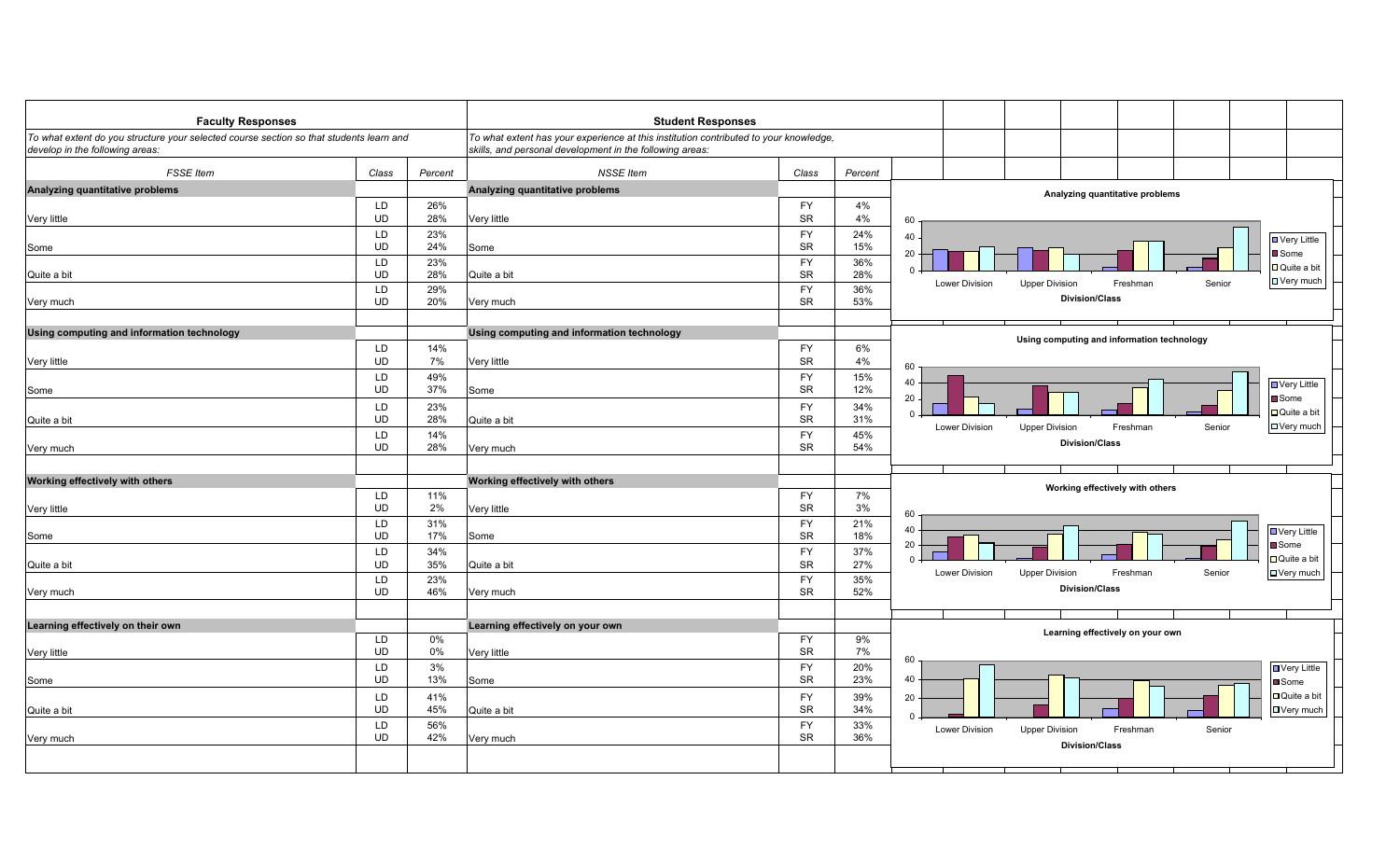| **Faculty Responses** | | | **Student Responses** | | |
|---|---|---|---|---|---|
| *To what extent do you structure your selected course section so that students learn and develop in the following areas:* | | | *To what extent has your experience at this institution contributed to your knowledge, skills, and personal development in the following areas:* | | |
| *FSSE Item* | *Class* | *Percent* | *NSSE Item* | *Class* | *Percent* |
| **Analyzing quantitative problems** | | | **Analyzing quantitative problems** | | |
| Very little | LD<br>UD | 26%<br>28% | Very little | FY<br>SR | 4%<br>4% |
| Some | LD<br>UD | 23%<br>24% | Some | FY<br>SR | 24%<br>15% |
| Quite a bit | LD<br>UD | 23%<br>28% | Quite a bit | FY<br>SR | 36%<br>28% |
| Very much | LD<br>UD | 29%<br>20% | Very much | FY<br>SR | 36%<br>53% |
| **Using computing and information technology** | | | **Using computing and information technology** | | |
| Very little | LD<br>UD | 14%<br>7% | Very little | FY<br>SR | 6%<br>4% |
| Some | LD<br>UD | 49%<br>37% | Some | FY<br>SR | 15%<br>12% |
| Quite a bit | LD<br>UD | 23%<br>28% | Quite a bit | FY<br>SR | 34%<br>31% |
| Very much | LD<br>UD | 14%<br>28% | Very much | FY<br>SR | 45%<br>54% |
| **Working effectively with others** | | | **Working effectively with others** | | |
| Very little | LD<br>UD | 11%<br>2% | Very little | FY<br>SR | 7%<br>3% |
| Some | LD<br>UD | 31%<br>17% | Some | FY<br>SR | 21%<br>18% |
| Quite a bit | LD<br>UD | 34%<br>35% | Quite a bit | FY<br>SR | 37%<br>27% |
| Very much | LD<br>UD | 23%<br>46% | Very much | FY<br>SR | 35%<br>52% |
| **Learning effectively on their own** | | | **Learning effectively on your own** | | |
| Very little | LD<br>UD | 0%<br>0% | Very little | FY<br>SR | 9%<br>7% |
| Some | LD<br>UD | 3%<br>13% | Some | FY<br>SR | 20%<br>23% |
| Quite a bit | LD<br>UD | 41%<br>45% | Quite a bit | FY<br>SR | 39%<br>34% |
| Very much | LD<br>UD | 56%<br>42% | Very much | FY<br>SR | 33%<br>36% |

**Analyzing quantitative problems**

Division/Class: Lower Division, Upper Division, Freshman, Senior (Very Little, Some, Quite a bit, Very much)

**Using computing and information technology**

Division/Class: Lower Division, Upper Division, Freshman, Senior (Very Little, Some, Quite a bit, Very much)

**Working effectively with others**

Division/Class: Lower Division, Upper Division, Freshman, Senior (Very Little, Some, Quite a bit, Very much)

**Learning effectively on your own**

Division/Class: Lower Division, Upper Division, Freshman, Senior (Very Little, Some, Quite a bit, Very much)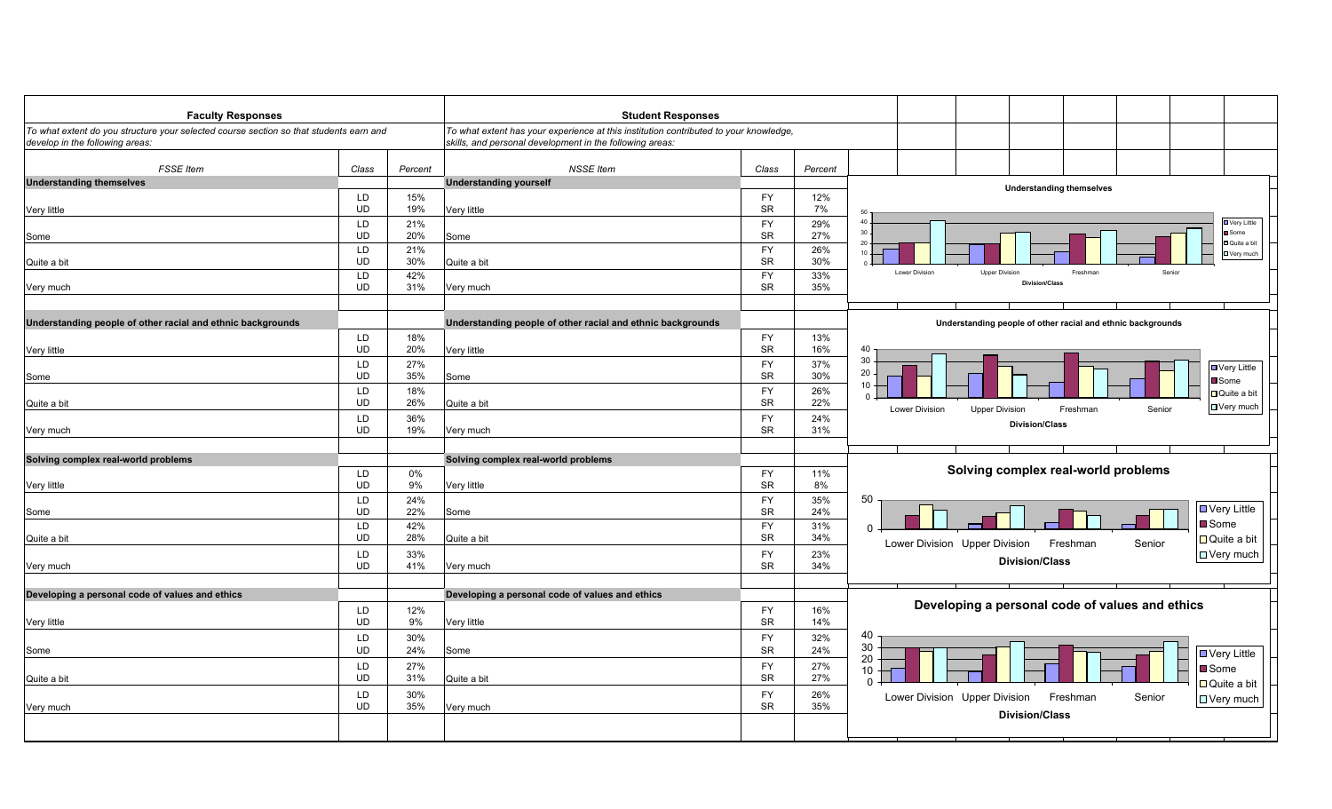| Faculty Responses | | | Student Responses | | |
|---|---|---|---|---|---|
| *To what extent do you structure your selected course section so that students earn and develop in the following areas:* | | | *To what extent has your experience at this institution contributed to your knowledge, skills, and personal development in the following areas:* | | |
| *FSSE Item* | *Class* | *Percent* | *NSSE Item* | *Class* | *Percent* |
| **Understanding themselves** | | | **Understanding yourself** | | |
| Very little | LD | 15% | Very little | FY | 12% |
| | UD | 19% | | SR | 7% |
| Some | LD | 21% | Some | FY | 29% |
| | UD | 20% | | SR | 27% |
| Quite a bit | LD | 21% | Quite a bit | FY | 26% |
| | UD | 30% | | SR | 30% |
| Very much | LD | 42% | Very much | FY | 33% |
| | UD | 31% | | SR | 35% |
| **Understanding people of other racial and ethnic backgrounds** | | | **Understanding people of other racial and ethnic backgrounds** | | |
| Very little | LD | 18% | Very little | FY | 13% |
| | UD | 20% | | SR | 16% |
| Some | LD | 27% | Some | FY | 37% |
| | UD | 35% | | SR | 30% |
| Quite a bit | LD | 18% | Quite a bit | FY | 26% |
| | UD | 26% | | SR | 22% |
| Very much | LD | 36% | Very much | FY | 24% |
| | UD | 19% | | SR | 31% |
| **Solving complex real-world problems** | | | **Solving complex real-world problems** | | |
| Very little | LD | 0% | Very little | FY | 11% |
| | UD | 9% | | SR | 8% |
| Some | LD | 24% | Some | FY | 35% |
| | UD | 22% | | SR | 24% |
| Quite a bit | LD | 42% | Quite a bit | FY | 31% |
| | UD | 28% | | SR | 34% |
| Very much | LD | 33% | Very much | FY | 23% |
| | UD | 41% | | SR | 34% |
| **Developing a personal code of values and ethics** | | | **Developing a personal code of values and ethics** | | |
| Very little | LD | 12% | Very little | FY | 16% |
| | UD | 9% | | SR | 14% |
| Some | LD | 30% | Some | FY | 32% |
| | UD | 24% | | SR | 24% |
| Quite a bit | LD | 27% | Quite a bit | FY | 27% |
| | UD | 31% | | SR | 27% |
| Very much | LD | 30% | Very much | FY | 26% |
| | UD | 35% | | SR | 35% |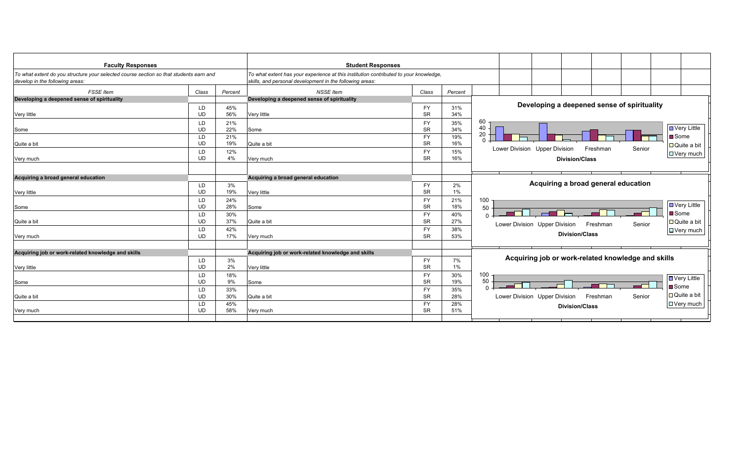| Faculty Responses | | | Student Responses | | |
|---|---|---|---|---|---|
| *To what extent do you structure your selected course section so that students earn and develop in the following areas:* | | | *To what extent has your experience at this institution contributed to your knowledge, skills, and personal development in the following areas:* | | |
| *FSSE Item* | *Class* | *Percent* | *NSSE Item* | *Class* | *Percent* |
| **Developing a deepened sense of spirituality** | | | **Developing a deepened sense of spirituality** | | |
| Very little | LD | 45% | Very little | FY | 31% |
| | UD | 56% | | SR | 34% |
| Some | LD | 21% | Some | FY | 35% |
| | UD | 22% | | SR | 34% |
| Quite a bit | LD | 21% | Quite a bit | FY | 19% |
| | UD | 19% | | SR | 16% |
| Very much | LD | 12% | Very much | FY | 15% |
| | UD | 4% | | SR | 16% |
| **Acquiring a broad general education** | | | **Acquiring a broad general education** | | |
| Very little | LD | 3% | Very little | FY | 2% |
| | UD | 19% | | SR | 1% |
| Some | LD | 24% | Some | FY | 21% |
| | UD | 28% | | SR | 18% |
| Quite a bit | LD | 30% | Quite a bit | FY | 40% |
| | UD | 37% | | SR | 27% |
| Very much | LD | 42% | Very much | FY | 38% |
| | UD | 17% | | SR | 53% |
| **Acquiring job or work-related knowledge and skills** | | | **Acquiring job or work-related knowledge and skills** | | |
| Very little | LD | 3% | Very little | FY | 7% |
| | UD | 2% | | SR | 1% |
| Some | LD | 18% | Some | FY | 30% |
| | UD | 9% | | SR | 19% |
| Quite a bit | LD | 33% | Quite a bit | FY | 35% |
| | UD | 30% | | SR | 28% |
| Very much | LD | 45% | Very much | FY | 28% |
| | UD | 58% | | SR | 51% |

Developing a deepened sense of spirituality
60
40
20
0
Lower Division Upper Division Freshman Senior
Division/Class
Very Little
Some
Quite a bit
Very much

Acquiring a broad general education
100
50
0
Lower Division Upper Division Freshman Senior
Division/Class
Very Little
Some
Quite a bit
Very much

Acquiring job or work-related knowledge and skills
100
50
0
Lower Division Upper Division Freshman Senior
Division/Class
Very Little
Some
Quite a bit
Very much